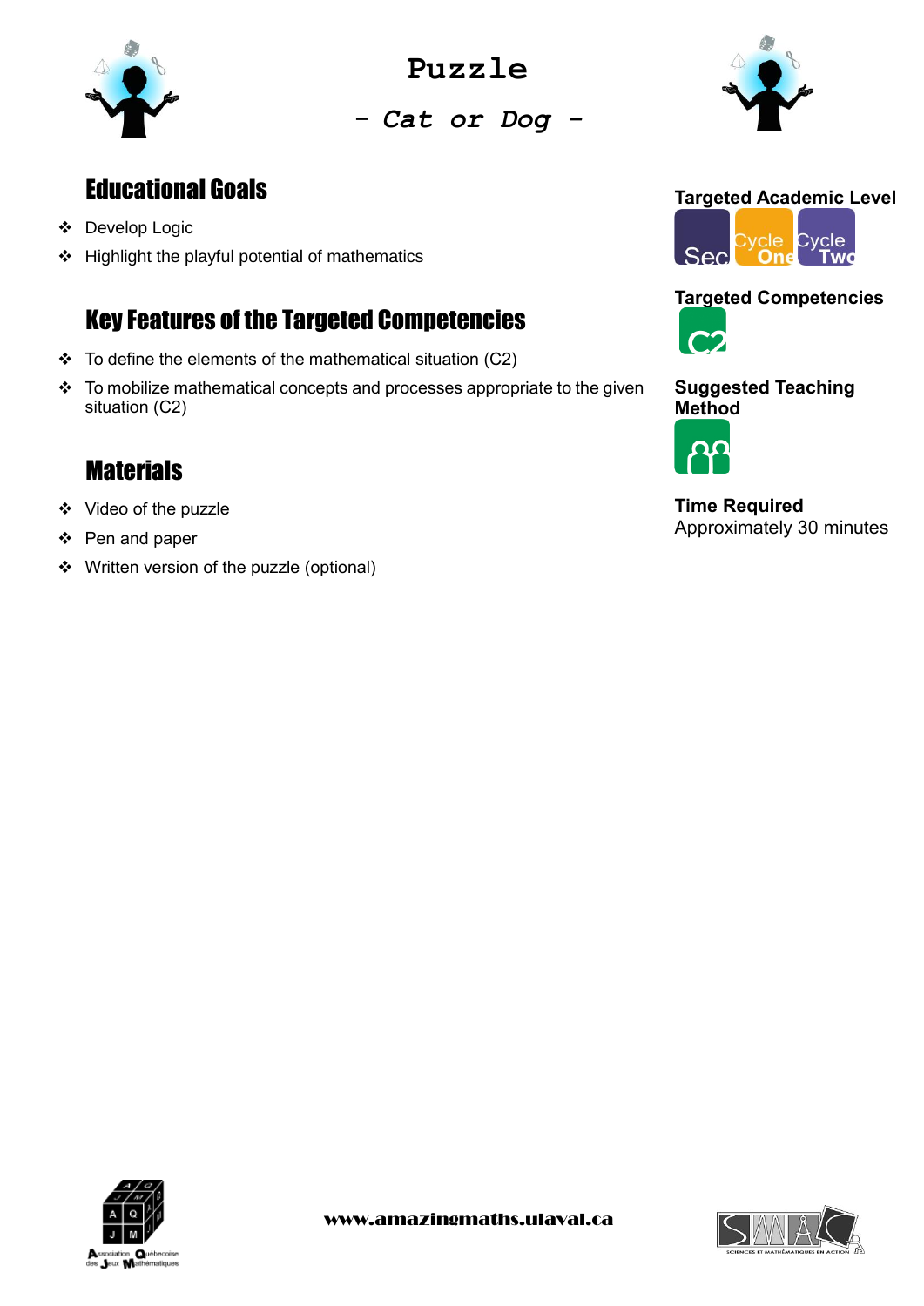# Puzzle

## *- Cat or Dog -*

## Educational Goals

- Develop Logic
- Highlight the playful potential of mathematics

## Key Features of the Targeted Competencies

- To define the elements of the mathematical situation (C2)
- To mobilize mathematical concepts and processes appropriate to the given situation (C2)

## Materials

- Video of the puzzle
- Pen and paper
- Written version of the puzzle (optional)

**Targeted Academic Level**

Sec | Cycle One | Cycle Two

**Targeted Competencies**

C2

**Suggested Teaching Method**

**Time Required**

Approximately 30 minutes

www.amazingmaths.ulaval.ca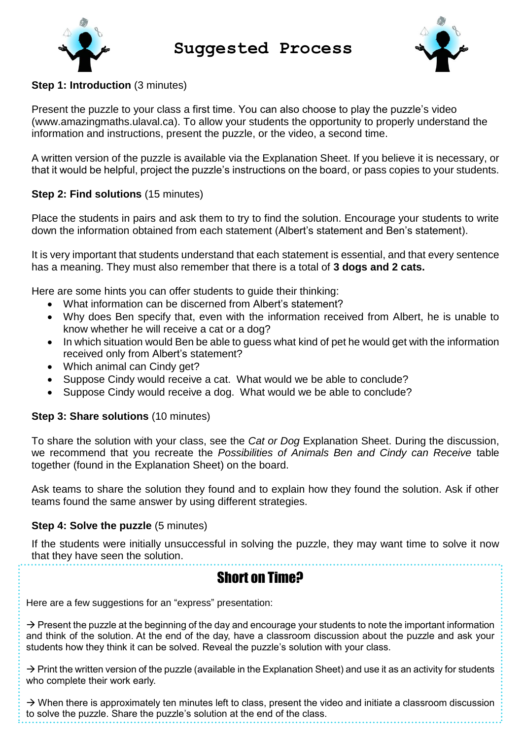# Suggested Process

**Step 1: Introduction** (3 minutes)

Present the puzzle to your class a first time. You can also choose to play the puzzle's video (www.amazingmaths.ulaval.ca). To allow your students the opportunity to properly understand the information and instructions, present the puzzle, or the video, a second time.

A written version of the puzzle is available via the Explanation Sheet. If you believe it is necessary, or that it would be helpful, project the puzzle's instructions on the board, or pass copies to your students.

**Step 2: Find solutions** (15 minutes)

Place the students in pairs and ask them to try to find the solution. Encourage your students to write down the information obtained from each statement (Albert's statement and Ben's statement).

It is very important that students understand that each statement is essential, and that every sentence has a meaning. They must also remember that there is a total of **3 dogs and 2 cats.**

Here are some hints you can offer students to guide their thinking:

- What information can be discerned from Albert's statement?
- Why does Ben specify that, even with the information received from Albert, he is unable to know whether he will receive a cat or a dog?
- In which situation would Ben be able to guess what kind of pet he would get with the information received only from Albert's statement?
- Which animal can Cindy get?
- Suppose Cindy would receive a cat. What would we be able to conclude?
- Suppose Cindy would receive a dog. What would we be able to conclude?

**Step 3: Share solutions** (10 minutes)

To share the solution with your class, see the *Cat or Dog* Explanation Sheet. During the discussion, we recommend that you recreate the *Possibilities of Animals Ben and Cindy can Receive* table together (found in the Explanation Sheet) on the board.

Ask teams to share the solution they found and to explain how they found the solution. Ask if other teams found the same answer by using different strategies.

**Step 4: Solve the puzzle** (5 minutes)

If the students were initially unsuccessful in solving the puzzle, they may want time to solve it now that they have seen the solution.

## Short on Time?

Here are a few suggestions for an "express" presentation:

→ Present the puzzle at the beginning of the day and encourage your students to note the important information and think of the solution. At the end of the day, have a classroom discussion about the puzzle and ask your students how they think it can be solved. Reveal the puzzle's solution with your class.

→ Print the written version of the puzzle (available in the Explanation Sheet) and use it as an activity for students who complete their work early.

→ When there is approximately ten minutes left to class, present the video and initiate a classroom discussion to solve the puzzle. Share the puzzle's solution at the end of the class.